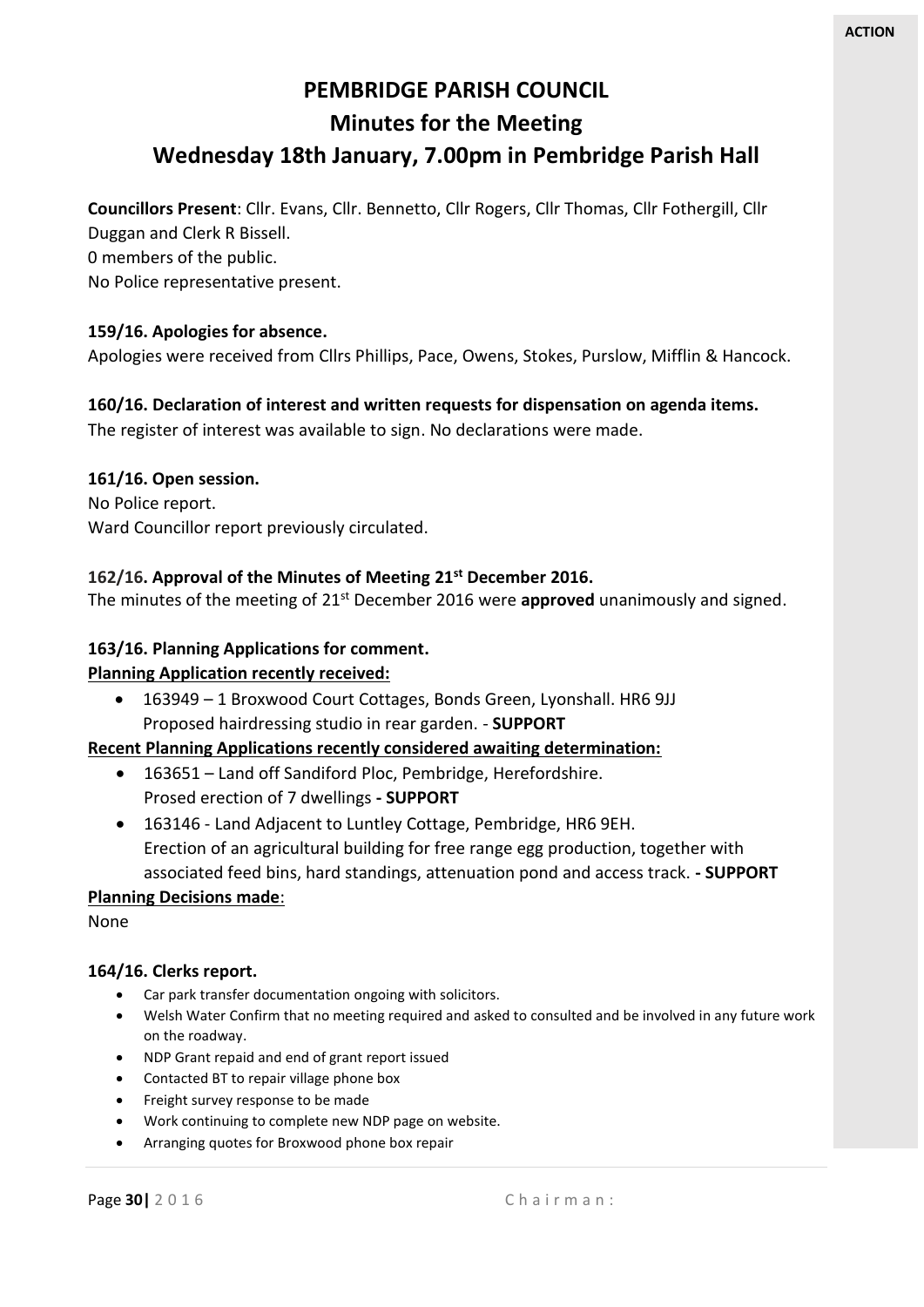**ACTION**

# PEMBRIDGE PARISH COUNCIL

## Minutes for the Meeting

## Wednesday 18th January, 7.00pm in Pembridge Parish Hall

**Councillors Present**: Cllr. Evans, Cllr. Bennetto, Cllr Rogers, Cllr Thomas, Cllr Fothergill, Cllr Duggan and Clerk R Bissell.
0 members of the public.
No Police representative present.

### 159/16. Apologies for absence.

Apologies were received from Cllrs Phillips, Pace, Owens, Stokes, Purslow, Mifflin & Hancock.

### 160/16. Declaration of interest and written requests for dispensation on agenda items.

The register of interest was available to sign. No declarations were made.

### 161/16. Open session.

No Police report.
Ward Councillor report previously circulated.

### 162/16. Approval of the Minutes of Meeting 21st December 2016.

The minutes of the meeting of 21st December 2016 were **approved** unanimously and signed.

### 163/16. Planning Applications for comment.

**Planning Application recently received:**

- 163949 – 1 Broxwood Court Cottages, Bonds Green, Lyonshall. HR6 9JJ
  Proposed hairdressing studio in rear garden. - **SUPPORT**

**Recent Planning Applications recently considered awaiting determination:**

- 163651 – Land off Sandiford Ploc, Pembridge, Herefordshire.
  Prosed erection of 7 dwellings **- SUPPORT**
- 163146 - Land Adjacent to Luntley Cottage, Pembridge, HR6 9EH.
  Erection of an agricultural building for free range egg production, together with associated feed bins, hard standings, attenuation pond and access track. **- SUPPORT**

**Planning Decisions made**:

None

### 164/16. Clerks report.

- Car park transfer documentation ongoing with solicitors.
- Welsh Water Confirm that no meeting required and asked to consulted and be involved in any future work on the roadway.
- NDP Grant repaid and end of grant report issued
- Contacted BT to repair village phone box
- Freight survey response to be made
- Work continuing to complete new NDP page on website.
- Arranging quotes for Broxwood phone box repair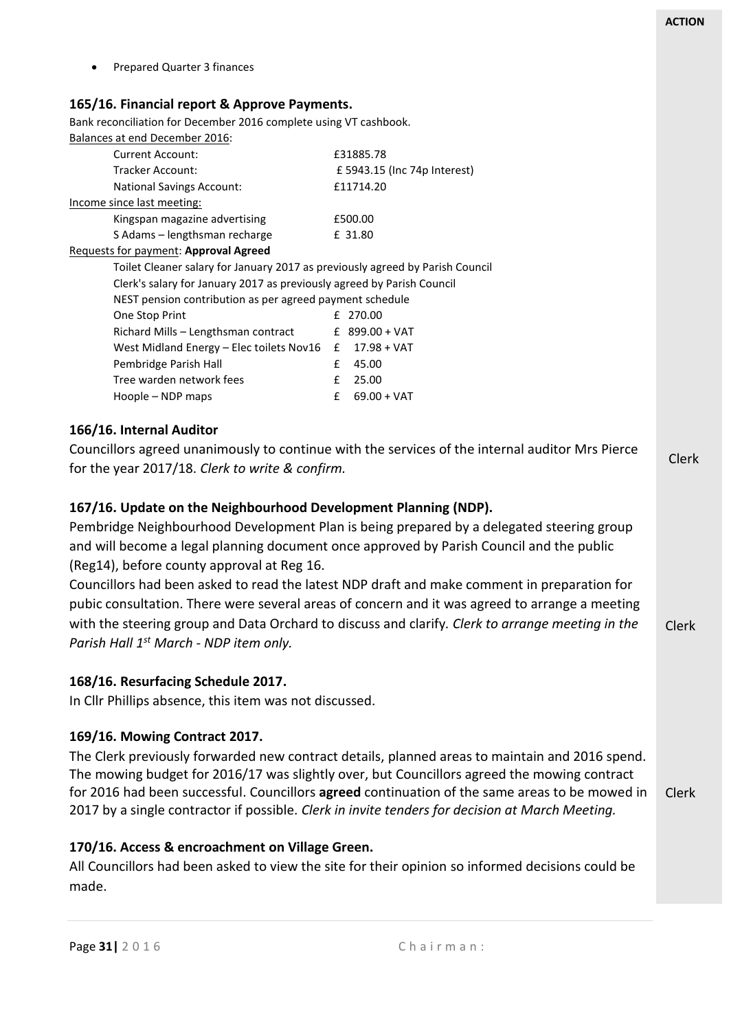- Prepared Quarter 3 finances

### 165/16. Financial report & Approve Payments.

Bank reconciliation for December 2016 complete using VT cashbook.

Balances at end December 2016:

| | |
|---|---|
| Current Account: | £31885.78 |
| Tracker Account: | £ 5943.15 (Inc 74p Interest) |
| National Savings Account: | £11714.20 |

Income since last meeting:

| | |
|---|---|
| Kingspan magazine advertising | £500.00 |
| S Adams – lengthsman recharge | £ 31.80 |

Requests for payment: **Approval Agreed**

Toilet Cleaner salary for January 2017 as previously agreed by Parish Council
Clerk's salary for January 2017 as previously agreed by Parish Council
NEST pension contribution as per agreed payment schedule

| | |
|---|---|
| One Stop Print | £ 270.00 |
| Richard Mills – Lengthsman contract | £ 899.00 + VAT |
| West Midland Energy – Elec toilets Nov16 | £ 17.98 + VAT |
| Pembridge Parish Hall | £ 45.00 |
| Tree warden network fees | £ 25.00 |
| Hoople – NDP maps | £ 69.00 + VAT |

### 166/16. Internal Auditor

Councillors agreed unanimously to continue with the services of the internal auditor Mrs Pierce for the year 2017/18. *Clerk to write & confirm.* **ACTION: Clerk**

### 167/16. Update on the Neighbourhood Development Planning (NDP).

Pembridge Neighbourhood Development Plan is being prepared by a delegated steering group and will become a legal planning document once approved by Parish Council and the public (Reg14), before county approval at Reg 16.

Councillors had been asked to read the latest NDP draft and make comment in preparation for pubic consultation. There were several areas of concern and it was agreed to arrange a meeting with the steering group and Data Orchard to discuss and clarify. *Clerk to arrange meeting in the Parish Hall 1st March - NDP item only.* **ACTION: Clerk**

### 168/16. Resurfacing Schedule 2017.

In Cllr Phillips absence, this item was not discussed.

### 169/16. Mowing Contract 2017.

The Clerk previously forwarded new contract details, planned areas to maintain and 2016 spend. The mowing budget for 2016/17 was slightly over, but Councillors agreed the mowing contract for 2016 had been successful. Councillors **agreed** continuation of the same areas to be mowed in 2017 by a single contractor if possible. *Clerk in invite tenders for decision at March Meeting.* **ACTION: Clerk**

### 170/16. Access & encroachment on Village Green.

All Councillors had been asked to view the site for their opinion so informed decisions could be made.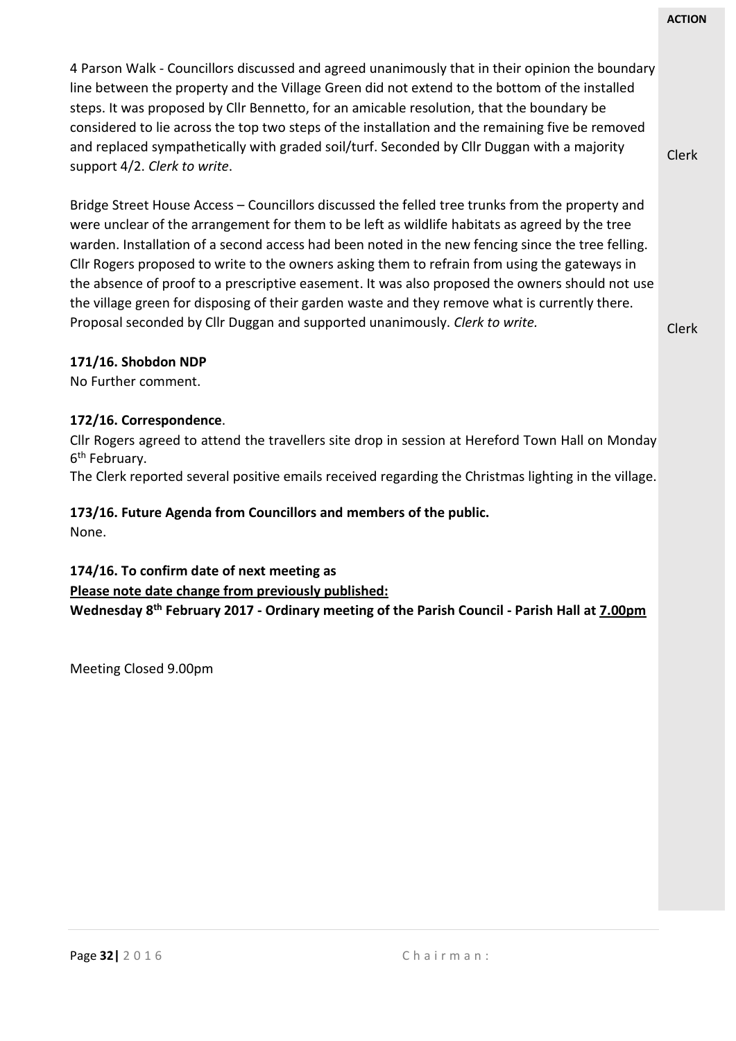**ACTION**

4 Parson Walk - Councillors discussed and agreed unanimously that in their opinion the boundary line between the property and the Village Green did not extend to the bottom of the installed steps. It was proposed by Cllr Bennetto, for an amicable resolution, that the boundary be considered to lie across the top two steps of the installation and the remaining five be removed and replaced sympathetically with graded soil/turf. Seconded by Cllr Duggan with a majority support 4/2. *Clerk to write*. — Clerk

Bridge Street House Access – Councillors discussed the felled tree trunks from the property and were unclear of the arrangement for them to be left as wildlife habitats as agreed by the tree warden. Installation of a second access had been noted in the new fencing since the tree felling. Cllr Rogers proposed to write to the owners asking them to refrain from using the gateways in the absence of proof to a prescriptive easement. It was also proposed the owners should not use the village green for disposing of their garden waste and they remove what is currently there. Proposal seconded by Cllr Duggan and supported unanimously. *Clerk to write.* — Clerk

**171/16. Shobdon NDP**

No Further comment.

**172/16. Correspondence**.

Cllr Rogers agreed to attend the travellers site drop in session at Hereford Town Hall on Monday 6th February.

The Clerk reported several positive emails received regarding the Christmas lighting in the village.

**173/16. Future Agenda from Councillors and members of the public.**

None.

**174/16. To confirm date of next meeting as**

**Please note date change from previously published:**

**Wednesday 8th February 2017 - Ordinary meeting of the Parish Council - Parish Hall at 7.00pm**

Meeting Closed 9.00pm

Chairman: